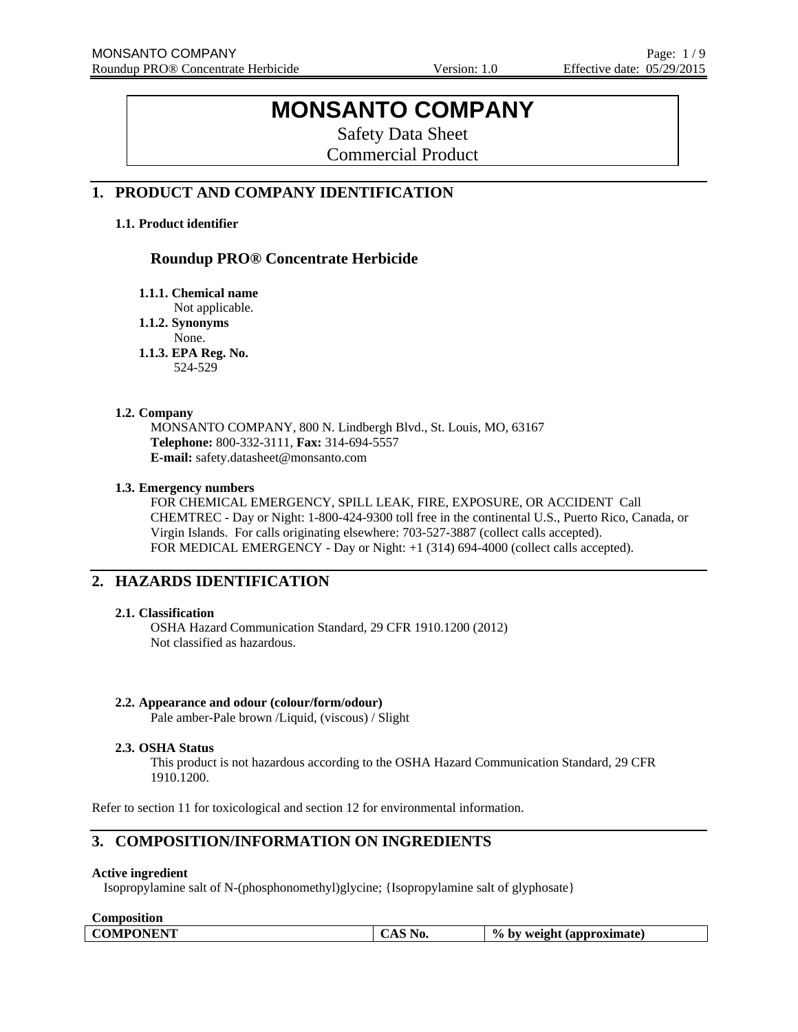# MONSANTO COMPANY

Safety Data Sheet
Commercial Product

## 1. PRODUCT AND COMPANY IDENTIFICATION

### 1.1. Product identifier

**Roundup PRO® Concentrate Herbicide**

**1.1.1. Chemical name**
Not applicable.

**1.1.2. Synonyms**
None.

**1.1.3. EPA Reg. No.**
524-529

### 1.2. Company

MONSANTO COMPANY, 800 N. Lindbergh Blvd., St. Louis, MO, 63167
**Telephone:** 800-332-3111, **Fax:** 314-694-5557
**E-mail:** safety.datasheet@monsanto.com

### 1.3. Emergency numbers

FOR CHEMICAL EMERGENCY, SPILL LEAK, FIRE, EXPOSURE, OR ACCIDENT Call CHEMTREC - Day or Night: 1-800-424-9300 toll free in the continental U.S., Puerto Rico, Canada, or Virgin Islands. For calls originating elsewhere: 703-527-3887 (collect calls accepted).
FOR MEDICAL EMERGENCY - Day or Night: +1 (314) 694-4000 (collect calls accepted).

## 2. HAZARDS IDENTIFICATION

### 2.1. Classification

OSHA Hazard Communication Standard, 29 CFR 1910.1200 (2012)
Not classified as hazardous.

### 2.2. Appearance and odour (colour/form/odour)

Pale amber-Pale brown /Liquid, (viscous) / Slight

### 2.3. OSHA Status

This product is not hazardous according to the OSHA Hazard Communication Standard, 29 CFR 1910.1200.

Refer to section 11 for toxicological and section 12 for environmental information.

## 3. COMPOSITION/INFORMATION ON INGREDIENTS

**Active ingredient**
Isopropylamine salt of N-(phosphonomethyl)glycine; {Isopropylamine salt of glyphosate}

**Composition**

| COMPONENT | CAS No. | % by weight (approximate) |
|---|---|---|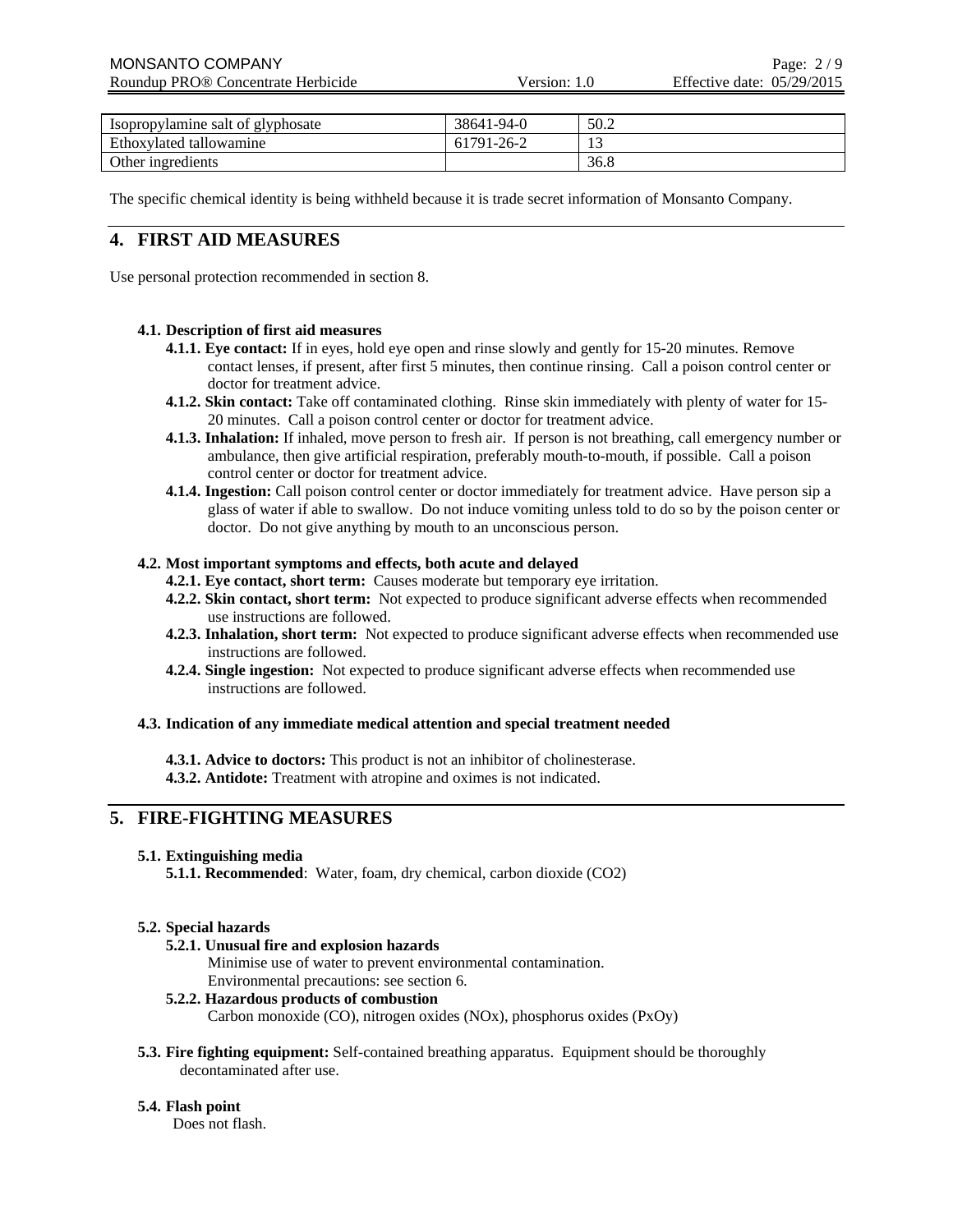| Isopropylamine salt of glyphosate | 38641-94-0 | 50.2 |
|---|---|---|
| Ethoxylated tallowamine | 61791-26-2 | 13 |
| Other ingredients | | 36.8 |

The specific chemical identity is being withheld because it is trade secret information of Monsanto Company.

## 4. FIRST AID MEASURES

Use personal protection recommended in section 8.

**4.1. Description of first aid measures**

- **4.1.1. Eye contact:** If in eyes, hold eye open and rinse slowly and gently for 15-20 minutes. Remove contact lenses, if present, after first 5 minutes, then continue rinsing. Call a poison control center or doctor for treatment advice.
- **4.1.2. Skin contact:** Take off contaminated clothing. Rinse skin immediately with plenty of water for 15-20 minutes. Call a poison control center or doctor for treatment advice.
- **4.1.3. Inhalation:** If inhaled, move person to fresh air. If person is not breathing, call emergency number or ambulance, then give artificial respiration, preferably mouth-to-mouth, if possible. Call a poison control center or doctor for treatment advice.
- **4.1.4. Ingestion:** Call poison control center or doctor immediately for treatment advice. Have person sip a glass of water if able to swallow. Do not induce vomiting unless told to do so by the poison center or doctor. Do not give anything by mouth to an unconscious person.

**4.2. Most important symptoms and effects, both acute and delayed**

- **4.2.1. Eye contact, short term:** Causes moderate but temporary eye irritation.
- **4.2.2. Skin contact, short term:** Not expected to produce significant adverse effects when recommended use instructions are followed.
- **4.2.3. Inhalation, short term:** Not expected to produce significant adverse effects when recommended use instructions are followed.
- **4.2.4. Single ingestion:** Not expected to produce significant adverse effects when recommended use instructions are followed.

**4.3. Indication of any immediate medical attention and special treatment needed**

- **4.3.1. Advice to doctors:** This product is not an inhibitor of cholinesterase.
- **4.3.2. Antidote:** Treatment with atropine and oximes is not indicated.

## 5. FIRE-FIGHTING MEASURES

**5.1. Extinguishing media**

**5.1.1. Recommended**: Water, foam, dry chemical, carbon dioxide ($CO_2$)

**5.2. Special hazards**

**5.2.1. Unusual fire and explosion hazards**

Minimise use of water to prevent environmental contamination.
Environmental precautions: see section 6.

**5.2.2. Hazardous products of combustion**

Carbon monoxide (CO), nitrogen oxides ($NO_x$), phosphorus oxides ($P_xO_y$)

**5.3. Fire fighting equipment:** Self-contained breathing apparatus. Equipment should be thoroughly decontaminated after use.

**5.4. Flash point**

Does not flash.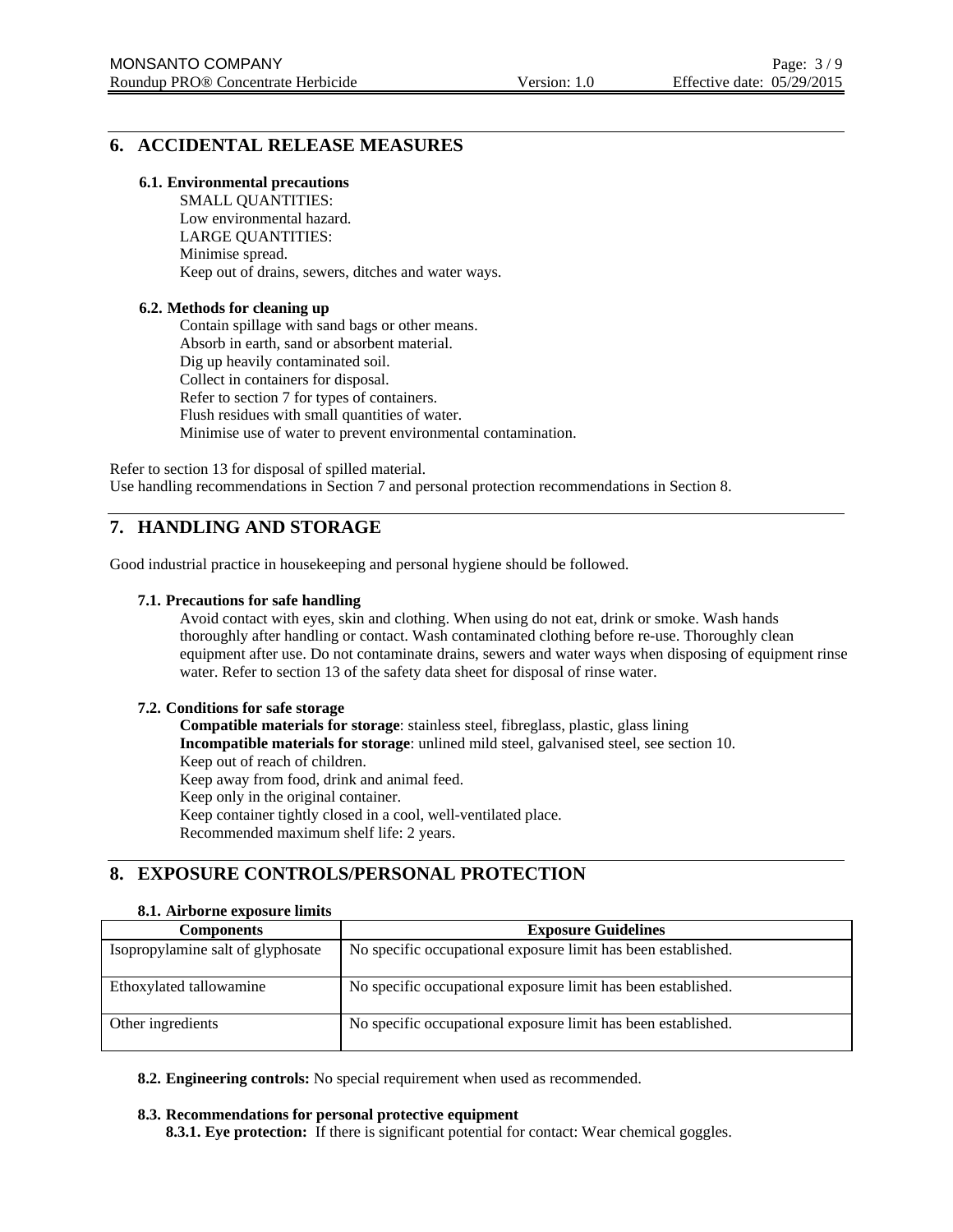## 6. ACCIDENTAL RELEASE MEASURES

### 6.1. Environmental precautions

SMALL QUANTITIES:
Low environmental hazard.
LARGE QUANTITIES:
Minimise spread.
Keep out of drains, sewers, ditches and water ways.

### 6.2. Methods for cleaning up

Contain spillage with sand bags or other means.
Absorb in earth, sand or absorbent material.
Dig up heavily contaminated soil.
Collect in containers for disposal.
Refer to section 7 for types of containers.
Flush residues with small quantities of water.
Minimise use of water to prevent environmental contamination.

Refer to section 13 for disposal of spilled material.
Use handling recommendations in Section 7 and personal protection recommendations in Section 8.

## 7. HANDLING AND STORAGE

Good industrial practice in housekeeping and personal hygiene should be followed.

### 7.1. Precautions for safe handling

Avoid contact with eyes, skin and clothing. When using do not eat, drink or smoke. Wash hands thoroughly after handling or contact. Wash contaminated clothing before re-use. Thoroughly clean equipment after use. Do not contaminate drains, sewers and water ways when disposing of equipment rinse water. Refer to section 13 of the safety data sheet for disposal of rinse water.

### 7.2. Conditions for safe storage

**Compatible materials for storage**: stainless steel, fibreglass, plastic, glass lining
**Incompatible materials for storage**: unlined mild steel, galvanised steel, see section 10.
Keep out of reach of children.
Keep away from food, drink and animal feed.
Keep only in the original container.
Keep container tightly closed in a cool, well-ventilated place.
Recommended maximum shelf life: 2 years.

## 8. EXPOSURE CONTROLS/PERSONAL PROTECTION

### 8.1. Airborne exposure limits

| Components | Exposure Guidelines |
|---|---|
| Isopropylamine salt of glyphosate | No specific occupational exposure limit has been established. |
| Ethoxylated tallowamine | No specific occupational exposure limit has been established. |
| Other ingredients | No specific occupational exposure limit has been established. |

**8.2. Engineering controls:** No special requirement when used as recommended.

### 8.3. Recommendations for personal protective equipment

**8.3.1. Eye protection:** If there is significant potential for contact: Wear chemical goggles.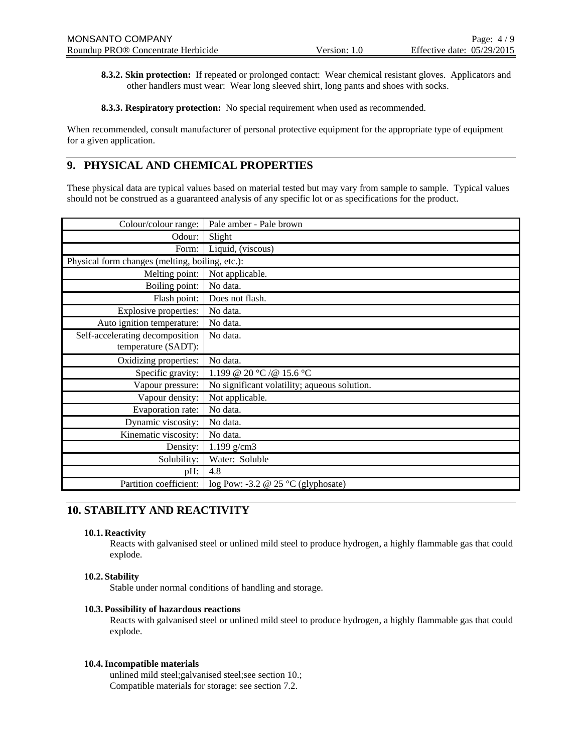**8.3.2. Skin protection:** If repeated or prolonged contact: Wear chemical resistant gloves. Applicators and other handlers must wear: Wear long sleeved shirt, long pants and shoes with socks.

**8.3.3. Respiratory protection:** No special requirement when used as recommended.

When recommended, consult manufacturer of personal protective equipment for the appropriate type of equipment for a given application.

## 9. PHYSICAL AND CHEMICAL PROPERTIES

These physical data are typical values based on material tested but may vary from sample to sample. Typical values should not be construed as a guaranteed analysis of any specific lot or as specifications for the product.

| | |
|---|---|
| Colour/colour range: | Pale amber - Pale brown |
| Odour: | Slight |
| Form: | Liquid, (viscous) |
| Physical form changes (melting, boiling, etc.): | |
| Melting point: | Not applicable. |
| Boiling point: | No data. |
| Flash point: | Does not flash. |
| Explosive properties: | No data. |
| Auto ignition temperature: | No data. |
| Self-accelerating decomposition temperature (SADT): | No data. |
| Oxidizing properties: | No data. |
| Specific gravity: | 1.199 @ 20 °C /@ 15.6 °C |
| Vapour pressure: | No significant volatility; aqueous solution. |
| Vapour density: | Not applicable. |
| Evaporation rate: | No data. |
| Dynamic viscosity: | No data. |
| Kinematic viscosity: | No data. |
| Density: | 1.199 g/cm3 |
| Solubility: | Water: Soluble |
| pH: | 4.8 |
| Partition coefficient: | log Pow: -3.2 @ 25 °C (glyphosate) |

## 10. STABILITY AND REACTIVITY

### 10.1. Reactivity

Reacts with galvanised steel or unlined mild steel to produce hydrogen, a highly flammable gas that could explode.

### 10.2. Stability

Stable under normal conditions of handling and storage.

### 10.3. Possibility of hazardous reactions

Reacts with galvanised steel or unlined mild steel to produce hydrogen, a highly flammable gas that could explode.

### 10.4. Incompatible materials

unlined mild steel;galvanised steel;see section 10.;
Compatible materials for storage: see section 7.2.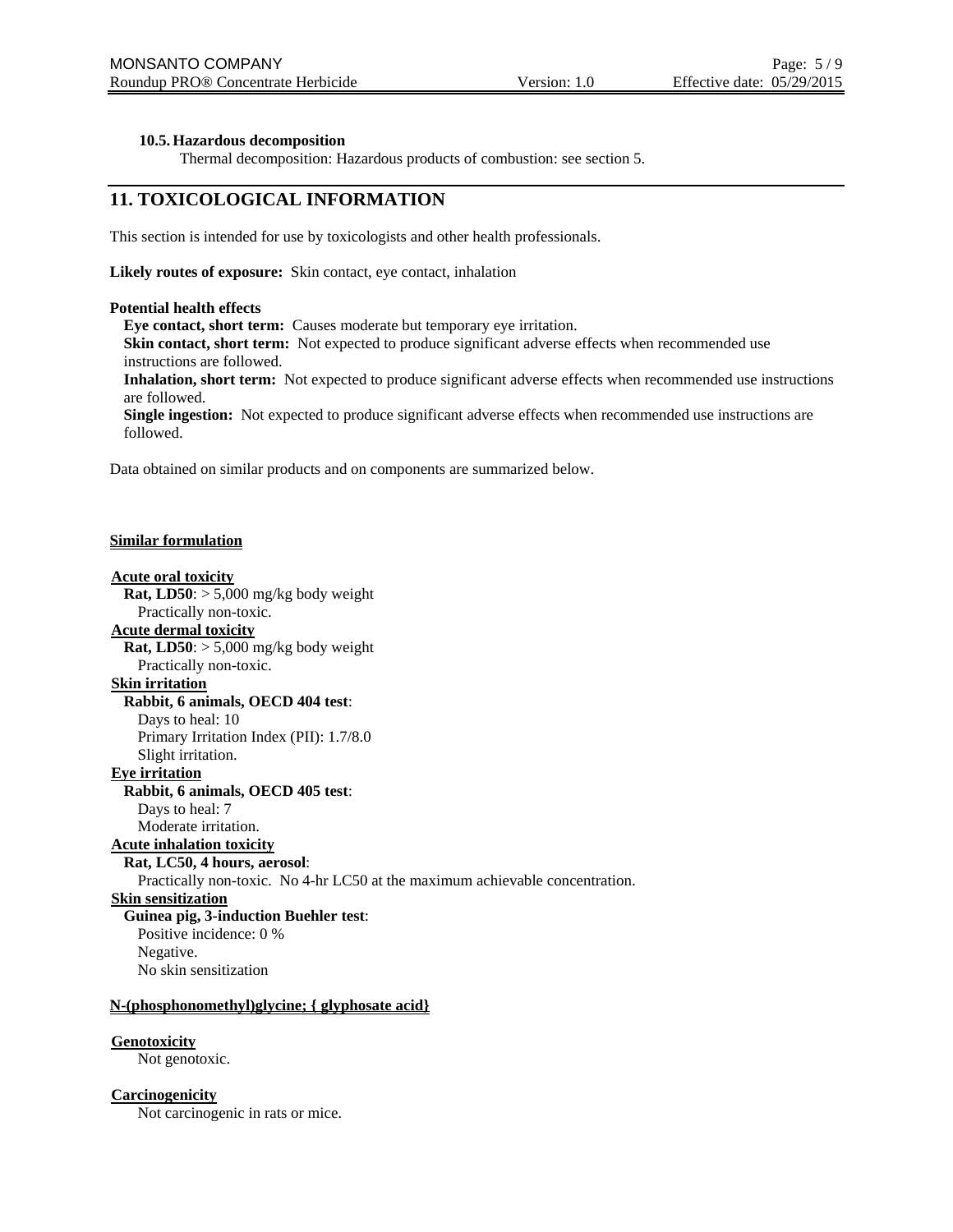**10.5. Hazardous decomposition**

Thermal decomposition: Hazardous products of combustion: see section 5.

## 11. TOXICOLOGICAL INFORMATION

This section is intended for use by toxicologists and other health professionals.

**Likely routes of exposure:** Skin contact, eye contact, inhalation

**Potential health effects**

**Eye contact, short term:** Causes moderate but temporary eye irritation.
**Skin contact, short term:** Not expected to produce significant adverse effects when recommended use instructions are followed.
**Inhalation, short term:** Not expected to produce significant adverse effects when recommended use instructions are followed.
**Single ingestion:** Not expected to produce significant adverse effects when recommended use instructions are followed.

Data obtained on similar products and on components are summarized below.

**Similar formulation**

**Acute oral toxicity**
**Rat, LD50**: > 5,000 mg/kg body weight
Practically non-toxic.

**Acute dermal toxicity**
**Rat, LD50**: > 5,000 mg/kg body weight
Practically non-toxic.

**Skin irritation**
**Rabbit, 6 animals, OECD 404 test**:
Days to heal: 10
Primary Irritation Index (PII): 1.7/8.0
Slight irritation.

**Eye irritation**
**Rabbit, 6 animals, OECD 405 test**:
Days to heal: 7
Moderate irritation.

**Acute inhalation toxicity**
**Rat, LC50, 4 hours, aerosol**:
Practically non-toxic. No 4-hr LC50 at the maximum achievable concentration.

**Skin sensitization**
**Guinea pig, 3-induction Buehler test**:
Positive incidence: 0 %
Negative.
No skin sensitization

**N-(phosphonomethyl)glycine; { glyphosate acid}**

**Genotoxicity**
Not genotoxic.

**Carcinogenicity**
Not carcinogenic in rats or mice.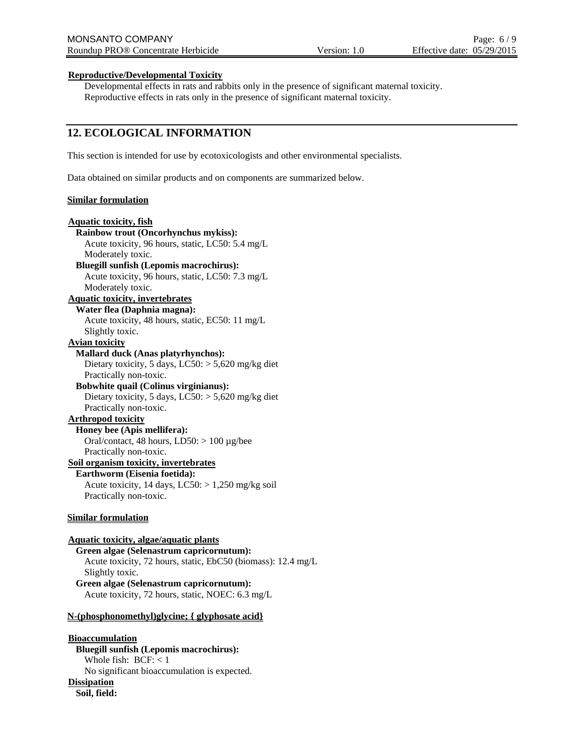**Reproductive/Developmental Toxicity**

Developmental effects in rats and rabbits only in the presence of significant maternal toxicity.
Reproductive effects in rats only in the presence of significant maternal toxicity.

## 12. ECOLOGICAL INFORMATION

This section is intended for use by ecotoxicologists and other environmental specialists.

Data obtained on similar products and on components are summarized below.

**Similar formulation**

**Aquatic toxicity, fish**

**Rainbow trout (Oncorhynchus mykiss):**
Acute toxicity, 96 hours, static, LC50: 5.4 mg/L
Moderately toxic.

**Bluegill sunfish (Lepomis macrochirus):**
Acute toxicity, 96 hours, static, LC50: 7.3 mg/L
Moderately toxic.

**Aquatic toxicity, invertebrates**

**Water flea (Daphnia magna):**
Acute toxicity, 48 hours, static, EC50: 11 mg/L
Slightly toxic.

**Avian toxicity**

**Mallard duck (Anas platyrhynchos):**
Dietary toxicity, 5 days, LC50: > 5,620 mg/kg diet
Practically non-toxic.

**Bobwhite quail (Colinus virginianus):**
Dietary toxicity, 5 days, LC50: > 5,620 mg/kg diet
Practically non-toxic.

**Arthropod toxicity**

**Honey bee (Apis mellifera):**
Oral/contact, 48 hours, LD50: > 100 µg/bee
Practically non-toxic.

**Soil organism toxicity, invertebrates**

**Earthworm (Eisenia foetida):**
Acute toxicity, 14 days, LC50: > 1,250 mg/kg soil
Practically non-toxic.

**Similar formulation**

**Aquatic toxicity, algae/aquatic plants**

**Green algae (Selenastrum capricornutum):**
Acute toxicity, 72 hours, static, EbC50 (biomass): 12.4 mg/L
Slightly toxic.

**Green algae (Selenastrum capricornutum):**
Acute toxicity, 72 hours, static, NOEC: 6.3 mg/L

**N-(phosphonomethyl)glycine; { glyphosate acid}**

**Bioaccumulation**

**Bluegill sunfish (Lepomis macrochirus):**
Whole fish: BCF: < 1
No significant bioaccumulation is expected.

**Dissipation**

**Soil, field:**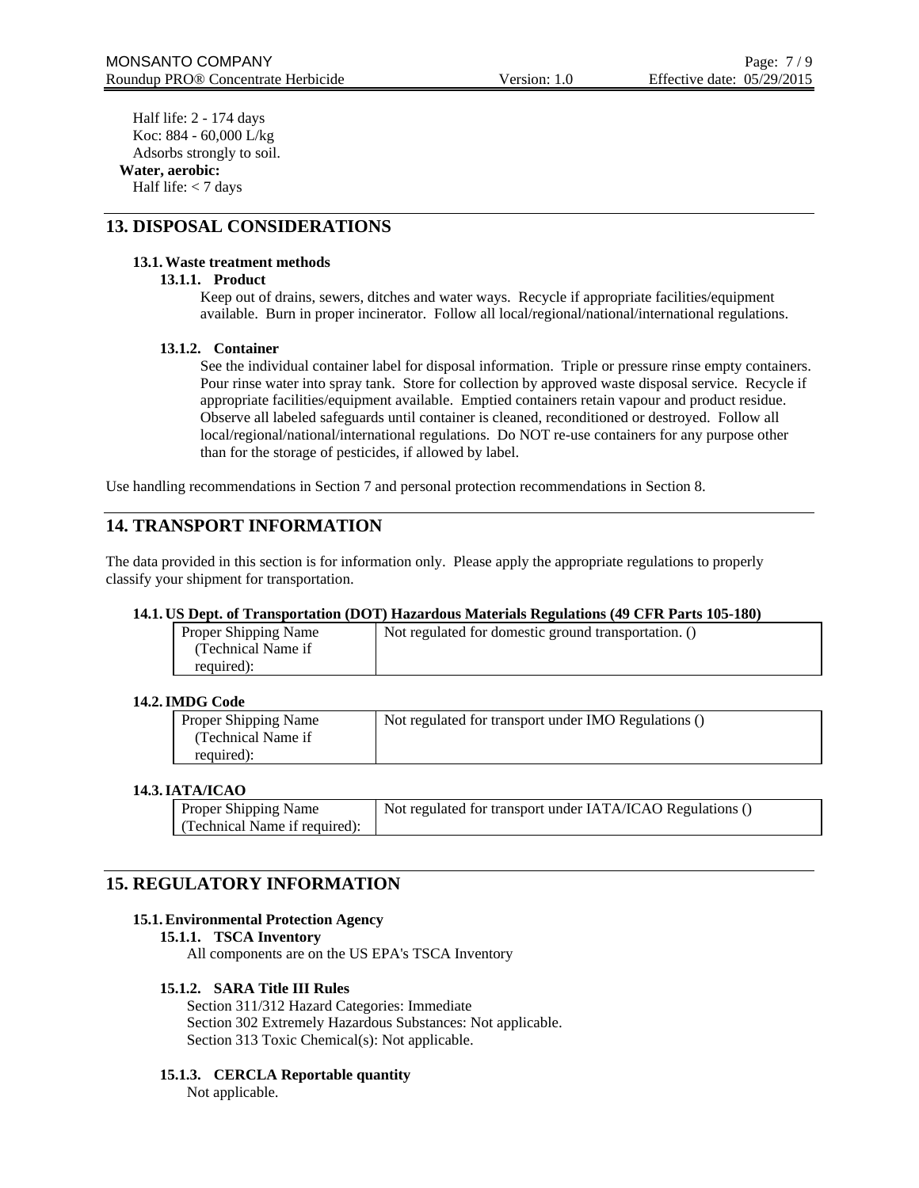Half life: 2 - 174 days
Koc: 884 - 60,000 L/kg
Adsorbs strongly to soil.

**Water, aerobic:**
Half life: < 7 days

## 13. DISPOSAL CONSIDERATIONS

### 13.1. Waste treatment methods

#### 13.1.1. Product

Keep out of drains, sewers, ditches and water ways. Recycle if appropriate facilities/equipment available. Burn in proper incinerator. Follow all local/regional/national/international regulations.

#### 13.1.2. Container

See the individual container label for disposal information. Triple or pressure rinse empty containers. Pour rinse water into spray tank. Store for collection by approved waste disposal service. Recycle if appropriate facilities/equipment available. Emptied containers retain vapour and product residue. Observe all labeled safeguards until container is cleaned, reconditioned or destroyed. Follow all local/regional/national/international regulations. Do NOT re-use containers for any purpose other than for the storage of pesticides, if allowed by label.

Use handling recommendations in Section 7 and personal protection recommendations in Section 8.

## 14. TRANSPORT INFORMATION

The data provided in this section is for information only. Please apply the appropriate regulations to properly classify your shipment for transportation.

### 14.1. US Dept. of Transportation (DOT) Hazardous Materials Regulations (49 CFR Parts 105-180)

| Proper Shipping Name (Technical Name if required): | Not regulated for domestic ground transportation. () |
|---|---|

### 14.2. IMDG Code

| Proper Shipping Name (Technical Name if required): | Not regulated for transport under IMO Regulations () |
|---|---|

### 14.3. IATA/ICAO

| Proper Shipping Name (Technical Name if required): | Not regulated for transport under IATA/ICAO Regulations () |
|---|---|

## 15. REGULATORY INFORMATION

### 15.1. Environmental Protection Agency

#### 15.1.1. TSCA Inventory

All components are on the US EPA's TSCA Inventory

#### 15.1.2. SARA Title III Rules

Section 311/312 Hazard Categories: Immediate
Section 302 Extremely Hazardous Substances: Not applicable.
Section 313 Toxic Chemical(s): Not applicable.

#### 15.1.3. CERCLA Reportable quantity

Not applicable.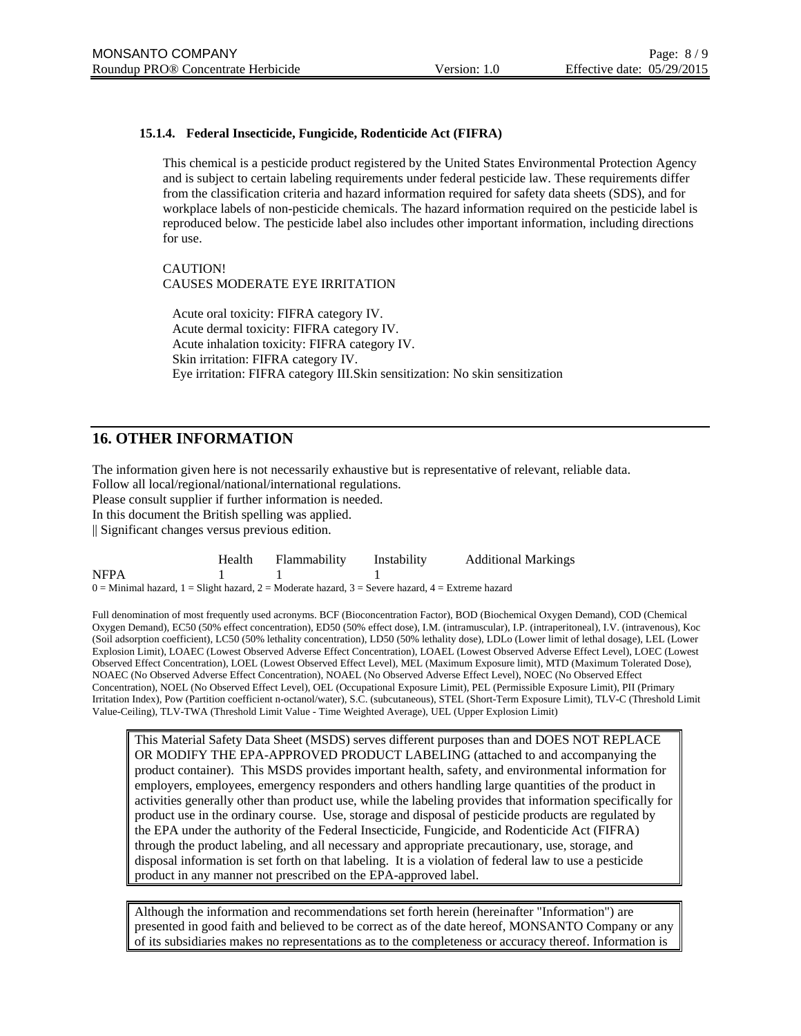### 15.1.4. Federal Insecticide, Fungicide, Rodenticide Act (FIFRA)

This chemical is a pesticide product registered by the United States Environmental Protection Agency and is subject to certain labeling requirements under federal pesticide law. These requirements differ from the classification criteria and hazard information required for safety data sheets (SDS), and for workplace labels of non-pesticide chemicals. The hazard information required on the pesticide label is reproduced below. The pesticide label also includes other important information, including directions for use.

CAUTION!
CAUSES MODERATE EYE IRRITATION

Acute oral toxicity: FIFRA category IV.
Acute dermal toxicity: FIFRA category IV.
Acute inhalation toxicity: FIFRA category IV.
Skin irritation: FIFRA category IV.
Eye irritation: FIFRA category III.Skin sensitization: No skin sensitization

## 16. OTHER INFORMATION

The information given here is not necessarily exhaustive but is representative of relevant, reliable data.
Follow all local/regional/national/international regulations.
Please consult supplier if further information is needed.
In this document the British spelling was applied.
|| Significant changes versus previous edition.

| | Health | Flammability | Instability | Additional Markings |
|---|---|---|---|---|
| NFPA | 1 | 1 | 1 | |

0 = Minimal hazard, 1 = Slight hazard, 2 = Moderate hazard, 3 = Severe hazard, 4 = Extreme hazard

Full denomination of most frequently used acronyms. BCF (Bioconcentration Factor), BOD (Biochemical Oxygen Demand), COD (Chemical Oxygen Demand), EC50 (50% effect concentration), ED50 (50% effect dose), I.M. (intramuscular), I.P. (intraperitoneal), I.V. (intravenous), Koc (Soil adsorption coefficient), LC50 (50% lethality concentration), LD50 (50% lethality dose), LDLo (Lower limit of lethal dosage), LEL (Lower Explosion Limit), LOAEC (Lowest Observed Adverse Effect Concentration), LOAEL (Lowest Observed Adverse Effect Level), LOEC (Lowest Observed Effect Concentration), LOEL (Lowest Observed Effect Level), MEL (Maximum Exposure limit), MTD (Maximum Tolerated Dose), NOAEC (No Observed Adverse Effect Concentration), NOAEL (No Observed Adverse Effect Level), NOEC (No Observed Effect Concentration), NOEL (No Observed Effect Level), OEL (Occupational Exposure Limit), PEL (Permissible Exposure Limit), PII (Primary Irritation Index), Pow (Partition coefficient n-octanol/water), S.C. (subcutaneous), STEL (Short-Term Exposure Limit), TLV-C (Threshold Limit Value-Ceiling), TLV-TWA (Threshold Limit Value - Time Weighted Average), UEL (Upper Explosion Limit)

This Material Safety Data Sheet (MSDS) serves different purposes than and DOES NOT REPLACE OR MODIFY THE EPA-APPROVED PRODUCT LABELING (attached to and accompanying the product container). This MSDS provides important health, safety, and environmental information for employers, employees, emergency responders and others handling large quantities of the product in activities generally other than product use, while the labeling provides that information specifically for product use in the ordinary course. Use, storage and disposal of pesticide products are regulated by the EPA under the authority of the Federal Insecticide, Fungicide, and Rodenticide Act (FIFRA) through the product labeling, and all necessary and appropriate precautionary, use, storage, and disposal information is set forth on that labeling. It is a violation of federal law to use a pesticide product in any manner not prescribed on the EPA-approved label.

Although the information and recommendations set forth herein (hereinafter "Information") are presented in good faith and believed to be correct as of the date hereof, MONSANTO Company or any of its subsidiaries makes no representations as to the completeness or accuracy thereof. Information is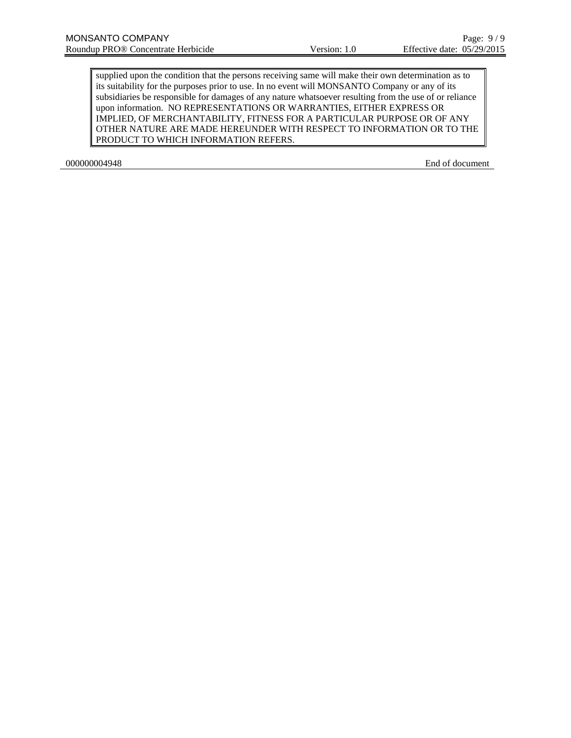supplied upon the condition that the persons receiving same will make their own determination as to its suitability for the purposes prior to use. In no event will MONSANTO Company or any of its subsidiaries be responsible for damages of any nature whatsoever resulting from the use of or reliance upon information. NO REPRESENTATIONS OR WARRANTIES, EITHER EXPRESS OR IMPLIED, OF MERCHANTABILITY, FITNESS FOR A PARTICULAR PURPOSE OR OF ANY OTHER NATURE ARE MADE HEREUNDER WITH RESPECT TO INFORMATION OR TO THE PRODUCT TO WHICH INFORMATION REFERS.

000000004948 End of document